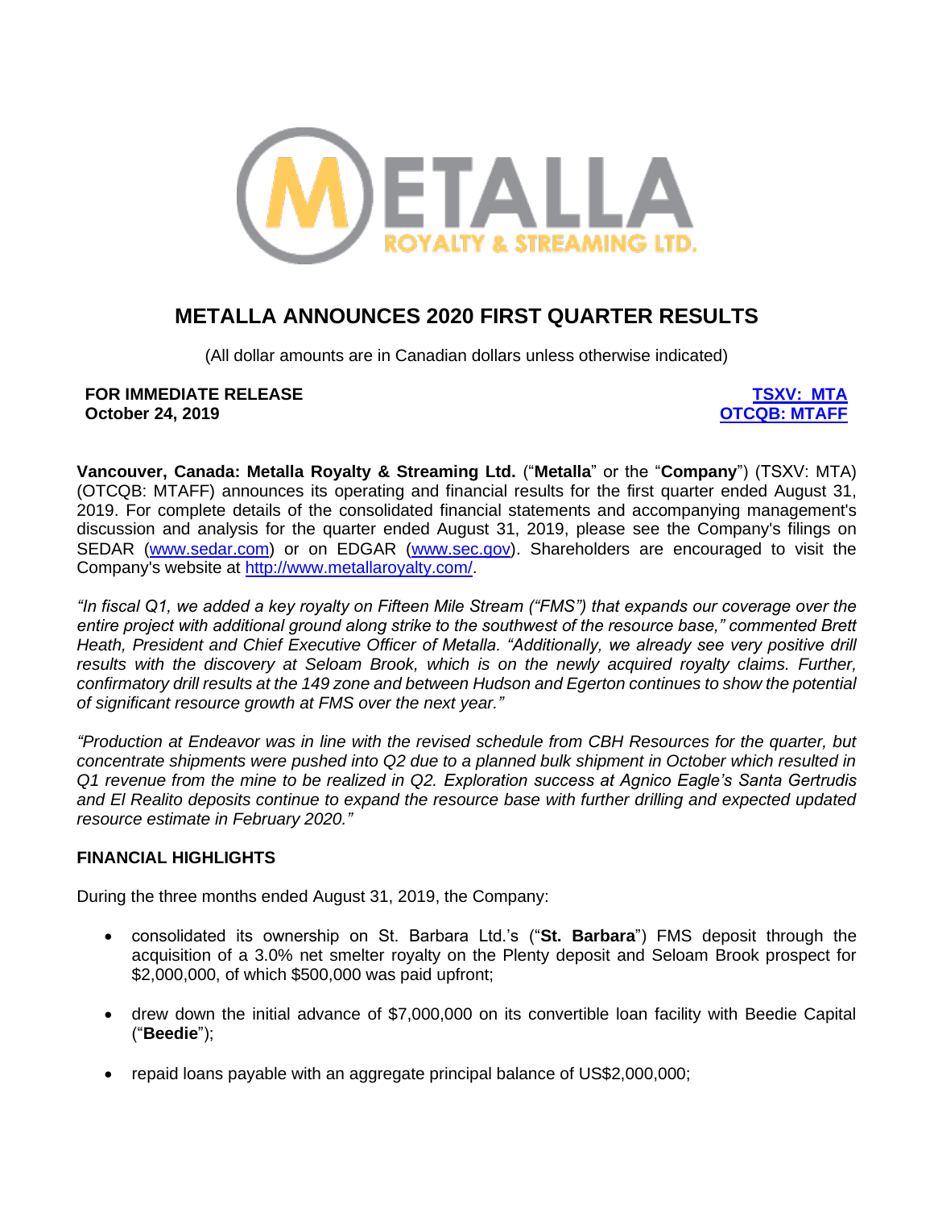# METALLA ANNOUNCES 2020 FIRST QUARTER RESULTS

(All dollar amounts are in Canadian dollars unless otherwise indicated)

**FOR IMMEDIATE RELEASE**
**October 24, 2019**

**TSXV: MTA**
**OTCQB: MTAFF**

**Vancouver, Canada: Metalla Royalty & Streaming Ltd.** ("**Metalla**" or the "**Company**") (TSXV: MTA) (OTCQB: MTAFF) announces its operating and financial results for the first quarter ended August 31, 2019. For complete details of the consolidated financial statements and accompanying management's discussion and analysis for the quarter ended August 31, 2019, please see the Company's filings on SEDAR (www.sedar.com) or on EDGAR (www.sec.gov). Shareholders are encouraged to visit the Company's website at http://www.metallaroyalty.com/.

*"In fiscal Q1, we added a key royalty on Fifteen Mile Stream ("FMS") that expands our coverage over the entire project with additional ground along strike to the southwest of the resource base," commented Brett Heath, President and Chief Executive Officer of Metalla. "Additionally, we already see very positive drill results with the discovery at Seloam Brook, which is on the newly acquired royalty claims. Further, confirmatory drill results at the 149 zone and between Hudson and Egerton continues to show the potential of significant resource growth at FMS over the next year."*

*"Production at Endeavor was in line with the revised schedule from CBH Resources for the quarter, but concentrate shipments were pushed into Q2 due to a planned bulk shipment in October which resulted in Q1 revenue from the mine to be realized in Q2. Exploration success at Agnico Eagle's Santa Gertrudis and El Realito deposits continue to expand the resource base with further drilling and expected updated resource estimate in February 2020."*

## FINANCIAL HIGHLIGHTS

During the three months ended August 31, 2019, the Company:

- consolidated its ownership on St. Barbara Ltd.'s ("**St. Barbara**") FMS deposit through the acquisition of a 3.0% net smelter royalty on the Plenty deposit and Seloam Brook prospect for $2,000,000, of which $500,000 was paid upfront;
- drew down the initial advance of $7,000,000 on its convertible loan facility with Beedie Capital ("**Beedie**");
- repaid loans payable with an aggregate principal balance of US$2,000,000;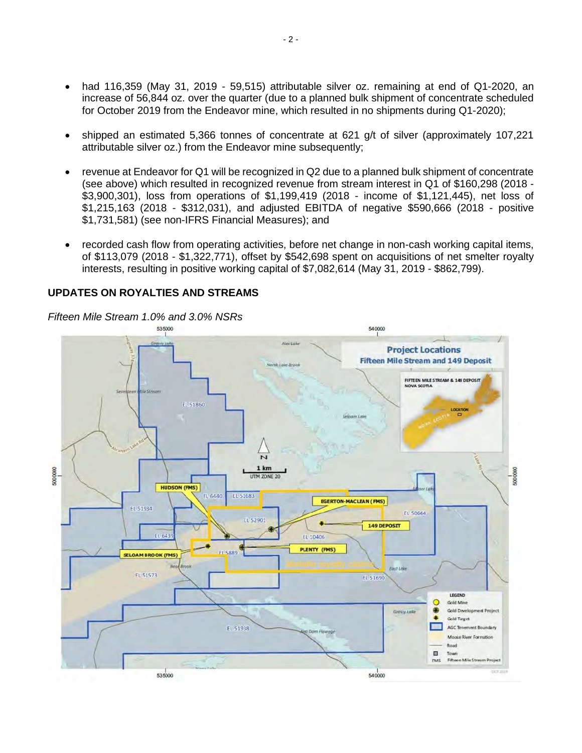- had 116,359 (May 31, 2019 - 59,515) attributable silver oz. remaining at end of Q1-2020, an increase of 56,844 oz. over the quarter (due to a planned bulk shipment of concentrate scheduled for October 2019 from the Endeavor mine, which resulted in no shipments during Q1-2020);
- shipped an estimated 5,366 tonnes of concentrate at 621 g/t of silver (approximately 107,221 attributable silver oz.) from the Endeavor mine subsequently;
- revenue at Endeavor for Q1 will be recognized in Q2 due to a planned bulk shipment of concentrate (see above) which resulted in recognized revenue from stream interest in Q1 of $160,298 (2018 - $3,900,301), loss from operations of $1,199,419 (2018 - income of $1,121,445), net loss of $1,215,163 (2018 - $312,031), and adjusted EBITDA of negative $590,666 (2018 - positive $1,731,581) (see non-IFRS Financial Measures); and
- recorded cash flow from operating activities, before net change in non-cash working capital items, of $113,079 (2018 - $1,322,771), offset by $542,698 spent on acquisitions of net smelter royalty interests, resulting in positive working capital of $7,082,614 (May 31, 2019 - $862,799).

## UPDATES ON ROYALTIES AND STREAMS

*Fifteen Mile Stream 1.0% and 3.0% NSRs*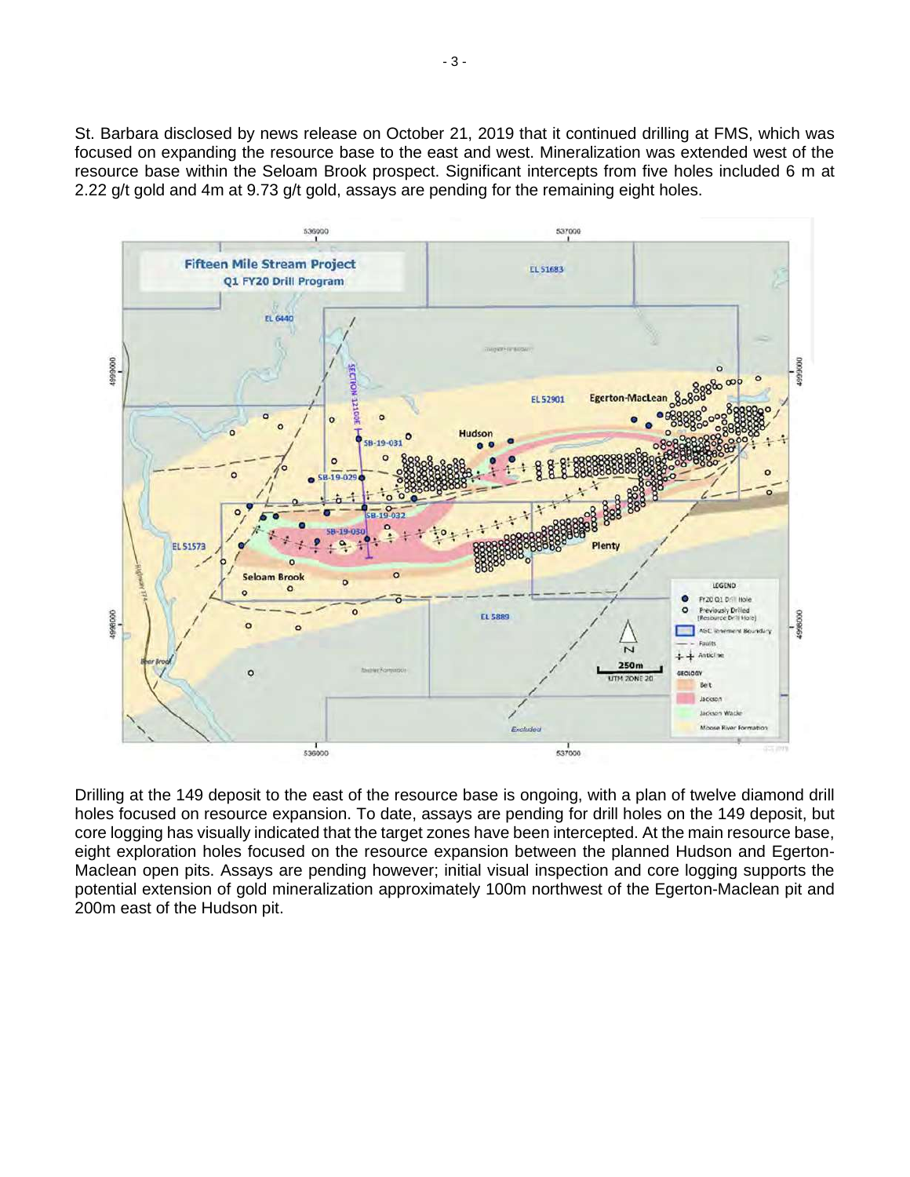St. Barbara disclosed by news release on October 21, 2019 that it continued drilling at FMS, which was focused on expanding the resource base to the east and west. Mineralization was extended west of the resource base within the Seloam Brook prospect. Significant intercepts from five holes included 6 m at 2.22 g/t gold and 4m at 9.73 g/t gold, assays are pending for the remaining eight holes.

Drilling at the 149 deposit to the east of the resource base is ongoing, with a plan of twelve diamond drill holes focused on resource expansion. To date, assays are pending for drill holes on the 149 deposit, but core logging has visually indicated that the target zones have been intercepted. At the main resource base, eight exploration holes focused on the resource expansion between the planned Hudson and Egerton-Maclean open pits. Assays are pending however; initial visual inspection and core logging supports the potential extension of gold mineralization approximately 100m northwest of the Egerton-Maclean pit and 200m east of the Hudson pit.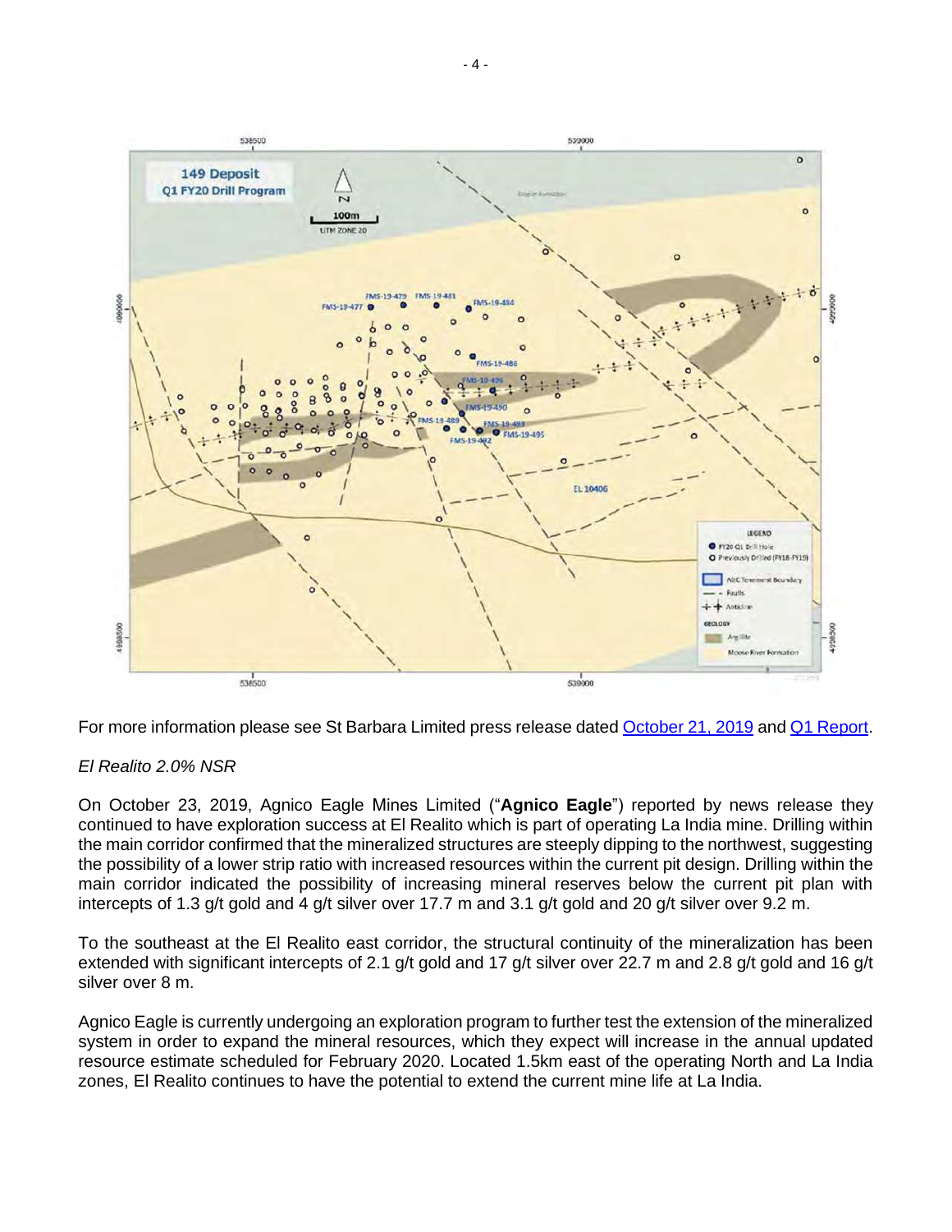For more information please see St Barbara Limited press release dated October 21, 2019 and Q1 Report.

*El Realito 2.0% NSR*

On October 23, 2019, Agnico Eagle Mines Limited ("**Agnico Eagle**") reported by news release they continued to have exploration success at El Realito which is part of operating La India mine. Drilling within the main corridor confirmed that the mineralized structures are steeply dipping to the northwest, suggesting the possibility of a lower strip ratio with increased resources within the current pit design. Drilling within the main corridor indicated the possibility of increasing mineral reserves below the current pit plan with intercepts of 1.3 g/t gold and 4 g/t silver over 17.7 m and 3.1 g/t gold and 20 g/t silver over 9.2 m.

To the southeast at the El Realito east corridor, the structural continuity of the mineralization has been extended with significant intercepts of 2.1 g/t gold and 17 g/t silver over 22.7 m and 2.8 g/t gold and 16 g/t silver over 8 m.

Agnico Eagle is currently undergoing an exploration program to further test the extension of the mineralized system in order to expand the mineral resources, which they expect will increase in the annual updated resource estimate scheduled for February 2020. Located 1.5km east of the operating North and La India zones, El Realito continues to have the potential to extend the current mine life at La India.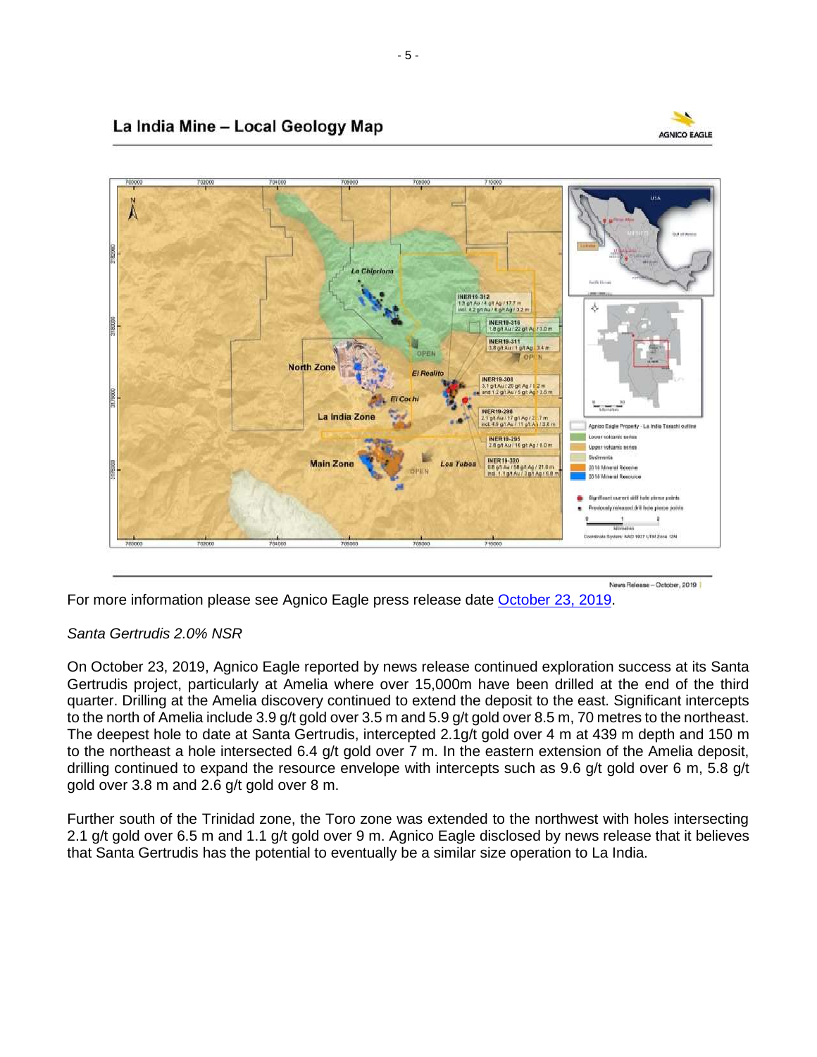## La India Mine – Local Geology Map

For more information please see Agnico Eagle press release date October 23, 2019.

*Santa Gertrudis 2.0% NSR*

On October 23, 2019, Agnico Eagle reported by news release continued exploration success at its Santa Gertrudis project, particularly at Amelia where over 15,000m have been drilled at the end of the third quarter. Drilling at the Amelia discovery continued to extend the deposit to the east. Significant intercepts to the north of Amelia include 3.9 g/t gold over 3.5 m and 5.9 g/t gold over 8.5 m, 70 metres to the northeast. The deepest hole to date at Santa Gertrudis, intercepted 2.1g/t gold over 4 m at 439 m depth and 150 m to the northeast a hole intersected 6.4 g/t gold over 7 m. In the eastern extension of the Amelia deposit, drilling continued to expand the resource envelope with intercepts such as 9.6 g/t gold over 6 m, 5.8 g/t gold over 3.8 m and 2.6 g/t gold over 8 m.

Further south of the Trinidad zone, the Toro zone was extended to the northwest with holes intersecting 2.1 g/t gold over 6.5 m and 1.1 g/t gold over 9 m. Agnico Eagle disclosed by news release that it believes that Santa Gertrudis has the potential to eventually be a similar size operation to La India.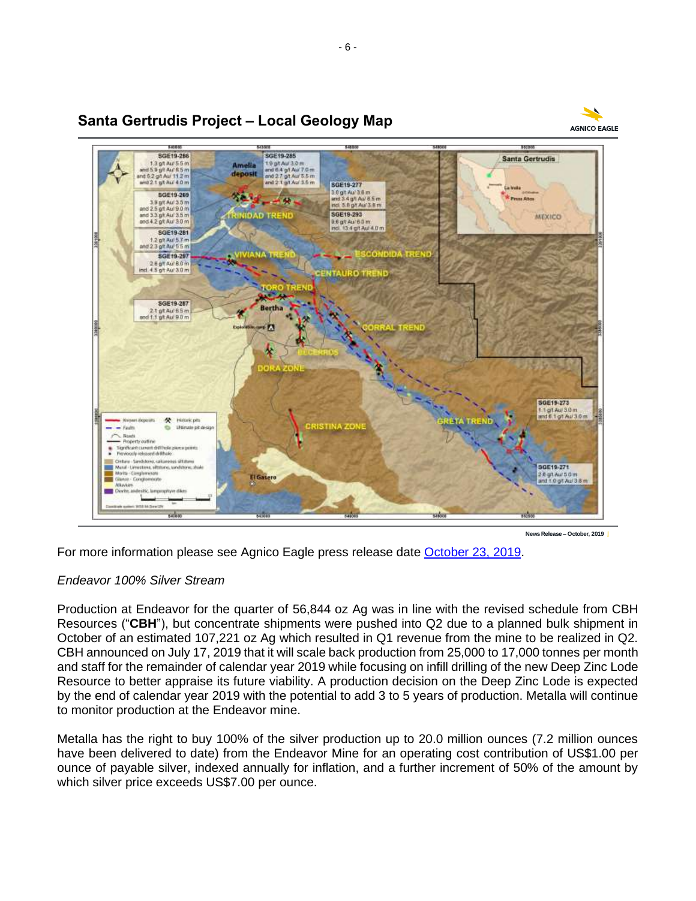## Santa Gertrudis Project – Local Geology Map

For more information please see Agnico Eagle press release date October 23, 2019.

*Endeavor 100% Silver Stream*

Production at Endeavor for the quarter of 56,844 oz Ag was in line with the revised schedule from CBH Resources ("**CBH**"), but concentrate shipments were pushed into Q2 due to a planned bulk shipment in October of an estimated 107,221 oz Ag which resulted in Q1 revenue from the mine to be realized in Q2. CBH announced on July 17, 2019 that it will scale back production from 25,000 to 17,000 tonnes per month and staff for the remainder of calendar year 2019 while focusing on infill drilling of the new Deep Zinc Lode Resource to better appraise its future viability. A production decision on the Deep Zinc Lode is expected by the end of calendar year 2019 with the potential to add 3 to 5 years of production. Metalla will continue to monitor production at the Endeavor mine.

Metalla has the right to buy 100% of the silver production up to 20.0 million ounces (7.2 million ounces have been delivered to date) from the Endeavor Mine for an operating cost contribution of US$1.00 per ounce of payable silver, indexed annually for inflation, and a further increment of 50% of the amount by which silver price exceeds US$7.00 per ounce.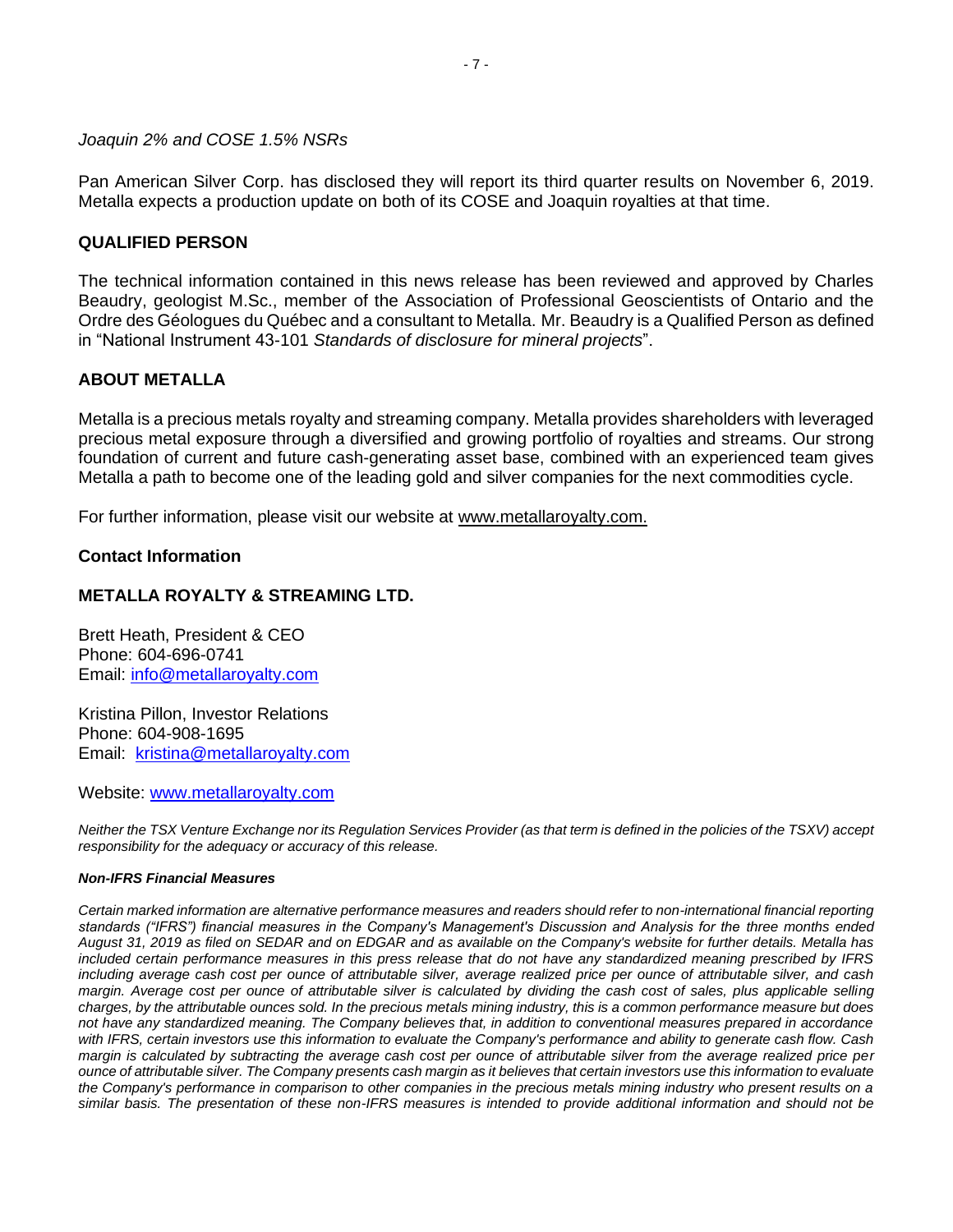*Joaquin 2% and COSE 1.5% NSRs*

Pan American Silver Corp. has disclosed they will report its third quarter results on November 6, 2019. Metalla expects a production update on both of its COSE and Joaquin royalties at that time.

## QUALIFIED PERSON

The technical information contained in this news release has been reviewed and approved by Charles Beaudry, geologist M.Sc., member of the Association of Professional Geoscientists of Ontario and the Ordre des Géologues du Québec and a consultant to Metalla. Mr. Beaudry is a Qualified Person as defined in "National Instrument 43-101 *Standards of disclosure for mineral projects*".

## ABOUT METALLA

Metalla is a precious metals royalty and streaming company. Metalla provides shareholders with leveraged precious metal exposure through a diversified and growing portfolio of royalties and streams. Our strong foundation of current and future cash-generating asset base, combined with an experienced team gives Metalla a path to become one of the leading gold and silver companies for the next commodities cycle.

For further information, please visit our website at www.metallaroyalty.com.

**Contact Information**

**METALLA ROYALTY & STREAMING LTD.**

Brett Heath, President & CEO
Phone: 604-696-0741
Email: info@metallaroyalty.com

Kristina Pillon, Investor Relations
Phone: 604-908-1695
Email: kristina@metallaroyalty.com

Website: www.metallaroyalty.com

*Neither the TSX Venture Exchange nor its Regulation Services Provider (as that term is defined in the policies of the TSXV) accept responsibility for the adequacy or accuracy of this release.*

***Non-IFRS Financial Measures***

*Certain marked information are alternative performance measures and readers should refer to non-international financial reporting standards ("IFRS") financial measures in the Company's Management's Discussion and Analysis for the three months ended August 31, 2019 as filed on SEDAR and on EDGAR and as available on the Company's website for further details. Metalla has included certain performance measures in this press release that do not have any standardized meaning prescribed by IFRS including average cash cost per ounce of attributable silver, average realized price per ounce of attributable silver, and cash margin. Average cost per ounce of attributable silver is calculated by dividing the cash cost of sales, plus applicable selling charges, by the attributable ounces sold. In the precious metals mining industry, this is a common performance measure but does not have any standardized meaning. The Company believes that, in addition to conventional measures prepared in accordance with IFRS, certain investors use this information to evaluate the Company's performance and ability to generate cash flow. Cash margin is calculated by subtracting the average cash cost per ounce of attributable silver from the average realized price per ounce of attributable silver. The Company presents cash margin as it believes that certain investors use this information to evaluate the Company's performance in comparison to other companies in the precious metals mining industry who present results on a similar basis. The presentation of these non-IFRS measures is intended to provide additional information and should not be*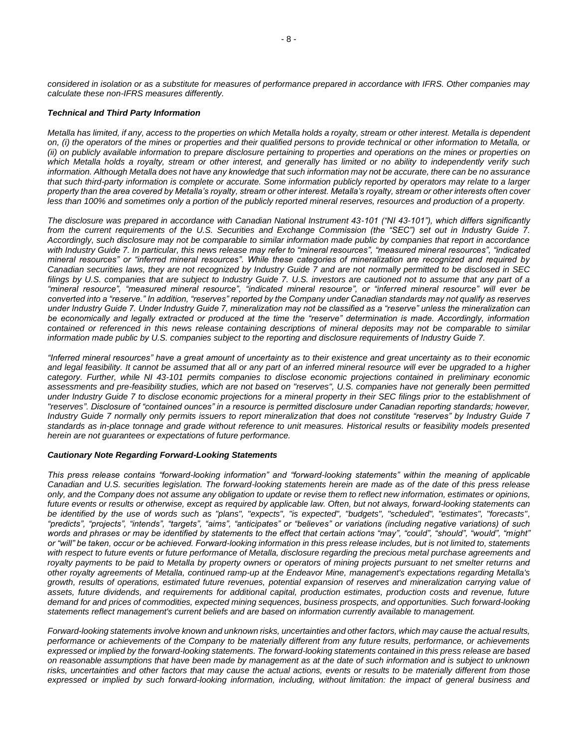*considered in isolation or as a substitute for measures of performance prepared in accordance with IFRS. Other companies may calculate these non-IFRS measures differently.*

***Technical and Third Party Information***

*Metalla has limited, if any, access to the properties on which Metalla holds a royalty, stream or other interest. Metalla is dependent on, (i) the operators of the mines or properties and their qualified persons to provide technical or other information to Metalla, or (ii) on publicly available information to prepare disclosure pertaining to properties and operations on the mines or properties on which Metalla holds a royalty, stream or other interest, and generally has limited or no ability to independently verify such information. Although Metalla does not have any knowledge that such information may not be accurate, there can be no assurance that such third-party information is complete or accurate. Some information publicly reported by operators may relate to a larger property than the area covered by Metalla's royalty, stream or other interest. Metalla's royalty, stream or other interests often cover less than 100% and sometimes only a portion of the publicly reported mineral reserves, resources and production of a property.*

*The disclosure was prepared in accordance with Canadian National Instrument 43-101 ("NI 43-101"), which differs significantly from the current requirements of the U.S. Securities and Exchange Commission (the "SEC") set out in Industry Guide 7. Accordingly, such disclosure may not be comparable to similar information made public by companies that report in accordance with Industry Guide 7. In particular, this news release may refer to "mineral resources", "measured mineral resources", "indicated mineral resources" or "inferred mineral resources". While these categories of mineralization are recognized and required by Canadian securities laws, they are not recognized by Industry Guide 7 and are not normally permitted to be disclosed in SEC filings by U.S. companies that are subject to Industry Guide 7. U.S. investors are cautioned not to assume that any part of a "mineral resource", "measured mineral resource", "indicated mineral resource", or "inferred mineral resource" will ever be converted into a "reserve." In addition, "reserves" reported by the Company under Canadian standards may not qualify as reserves under Industry Guide 7. Under Industry Guide 7, mineralization may not be classified as a "reserve" unless the mineralization can be economically and legally extracted or produced at the time the "reserve" determination is made. Accordingly, information contained or referenced in this news release containing descriptions of mineral deposits may not be comparable to similar information made public by U.S. companies subject to the reporting and disclosure requirements of Industry Guide 7.*

*"Inferred mineral resources" have a great amount of uncertainty as to their existence and great uncertainty as to their economic and legal feasibility. It cannot be assumed that all or any part of an inferred mineral resource will ever be upgraded to a higher category. Further, while NI 43-101 permits companies to disclose economic projections contained in preliminary economic assessments and pre-feasibility studies, which are not based on "reserves", U.S. companies have not generally been permitted under Industry Guide 7 to disclose economic projections for a mineral property in their SEC filings prior to the establishment of "reserves". Disclosure of "contained ounces" in a resource is permitted disclosure under Canadian reporting standards; however, Industry Guide 7 normally only permits issuers to report mineralization that does not constitute "reserves" by Industry Guide 7 standards as in-place tonnage and grade without reference to unit measures. Historical results or feasibility models presented herein are not guarantees or expectations of future performance.*

***Cautionary Note Regarding Forward-Looking Statements***

*This press release contains "forward-looking information" and "forward-looking statements" within the meaning of applicable Canadian and U.S. securities legislation. The forward-looking statements herein are made as of the date of this press release only, and the Company does not assume any obligation to update or revise them to reflect new information, estimates or opinions, future events or results or otherwise, except as required by applicable law. Often, but not always, forward-looking statements can be identified by the use of words such as "plans", "expects", "is expected", "budgets", "scheduled", "estimates", "forecasts", "predicts", "projects", "intends", "targets", "aims", "anticipates" or "believes" or variations (including negative variations) of such words and phrases or may be identified by statements to the effect that certain actions "may", "could", "should", "would", "might" or "will" be taken, occur or be achieved. Forward-looking information in this press release includes, but is not limited to, statements with respect to future events or future performance of Metalla, disclosure regarding the precious metal purchase agreements and royalty payments to be paid to Metalla by property owners or operators of mining projects pursuant to net smelter returns and other royalty agreements of Metalla, continued ramp-up at the Endeavor Mine, management's expectations regarding Metalla's growth, results of operations, estimated future revenues, potential expansion of reserves and mineralization carrying value of assets, future dividends, and requirements for additional capital, production estimates, production costs and revenue, future demand for and prices of commodities, expected mining sequences, business prospects, and opportunities. Such forward-looking statements reflect management's current beliefs and are based on information currently available to management.*

*Forward-looking statements involve known and unknown risks, uncertainties and other factors, which may cause the actual results, performance or achievements of the Company to be materially different from any future results, performance, or achievements expressed or implied by the forward-looking statements. The forward-looking statements contained in this press release are based on reasonable assumptions that have been made by management as at the date of such information and is subject to unknown risks, uncertainties and other factors that may cause the actual actions, events or results to be materially different from those expressed or implied by such forward-looking information, including, without limitation: the impact of general business and*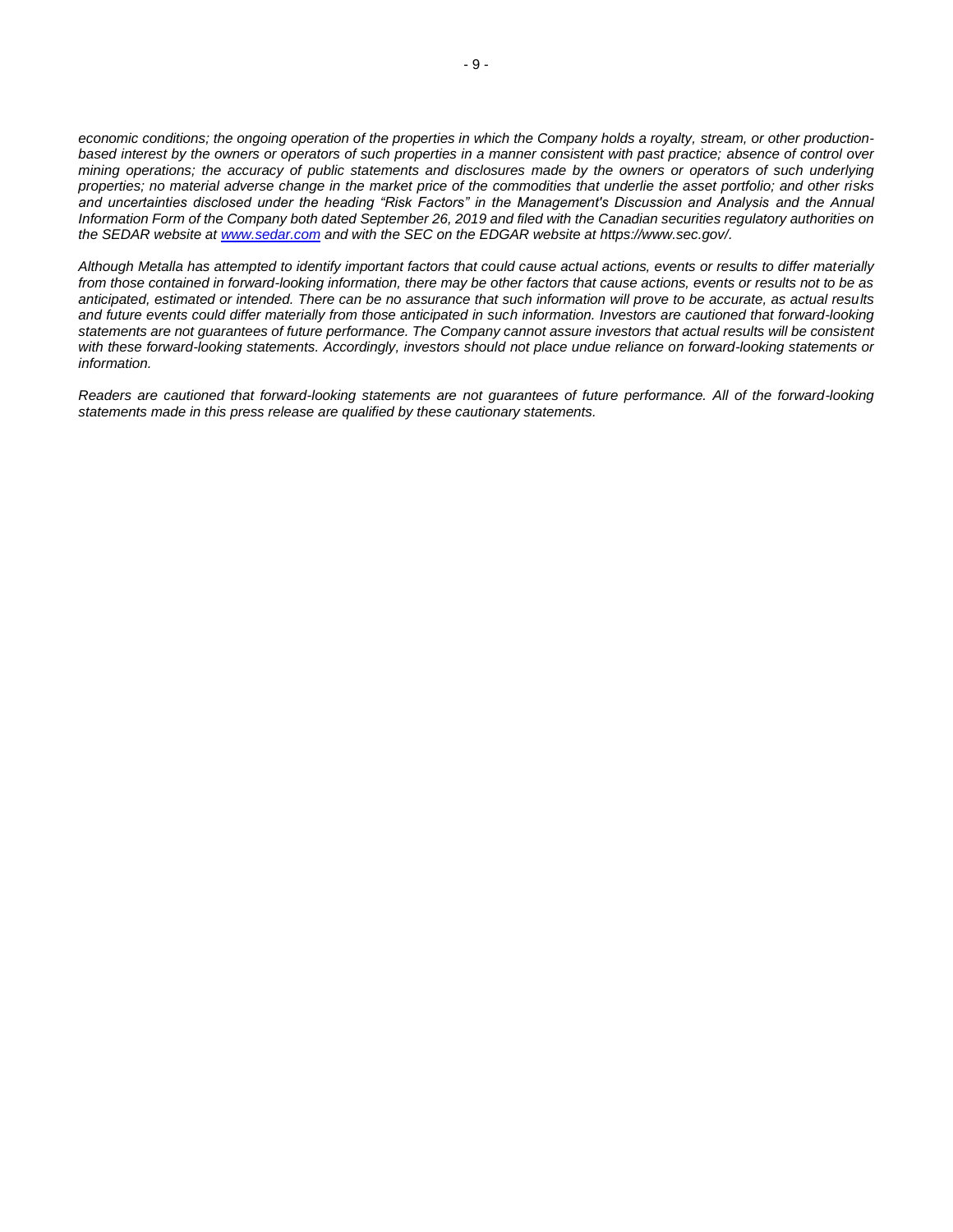*economic conditions; the ongoing operation of the properties in which the Company holds a royalty, stream, or other production-based interest by the owners or operators of such properties in a manner consistent with past practice; absence of control over mining operations; the accuracy of public statements and disclosures made by the owners or operators of such underlying properties; no material adverse change in the market price of the commodities that underlie the asset portfolio; and other risks and uncertainties disclosed under the heading "Risk Factors" in the Management's Discussion and Analysis and the Annual Information Form of the Company both dated September 26, 2019 and filed with the Canadian securities regulatory authorities on the SEDAR website at [www.sedar.com](http://www.sedar.com) and with the SEC on the EDGAR website at https://www.sec.gov/.*

*Although Metalla has attempted to identify important factors that could cause actual actions, events or results to differ materially from those contained in forward-looking information, there may be other factors that cause actions, events or results not to be as anticipated, estimated or intended. There can be no assurance that such information will prove to be accurate, as actual results and future events could differ materially from those anticipated in such information. Investors are cautioned that forward-looking statements are not guarantees of future performance. The Company cannot assure investors that actual results will be consistent with these forward-looking statements. Accordingly, investors should not place undue reliance on forward-looking statements or information.*

*Readers are cautioned that forward-looking statements are not guarantees of future performance. All of the forward-looking statements made in this press release are qualified by these cautionary statements.*